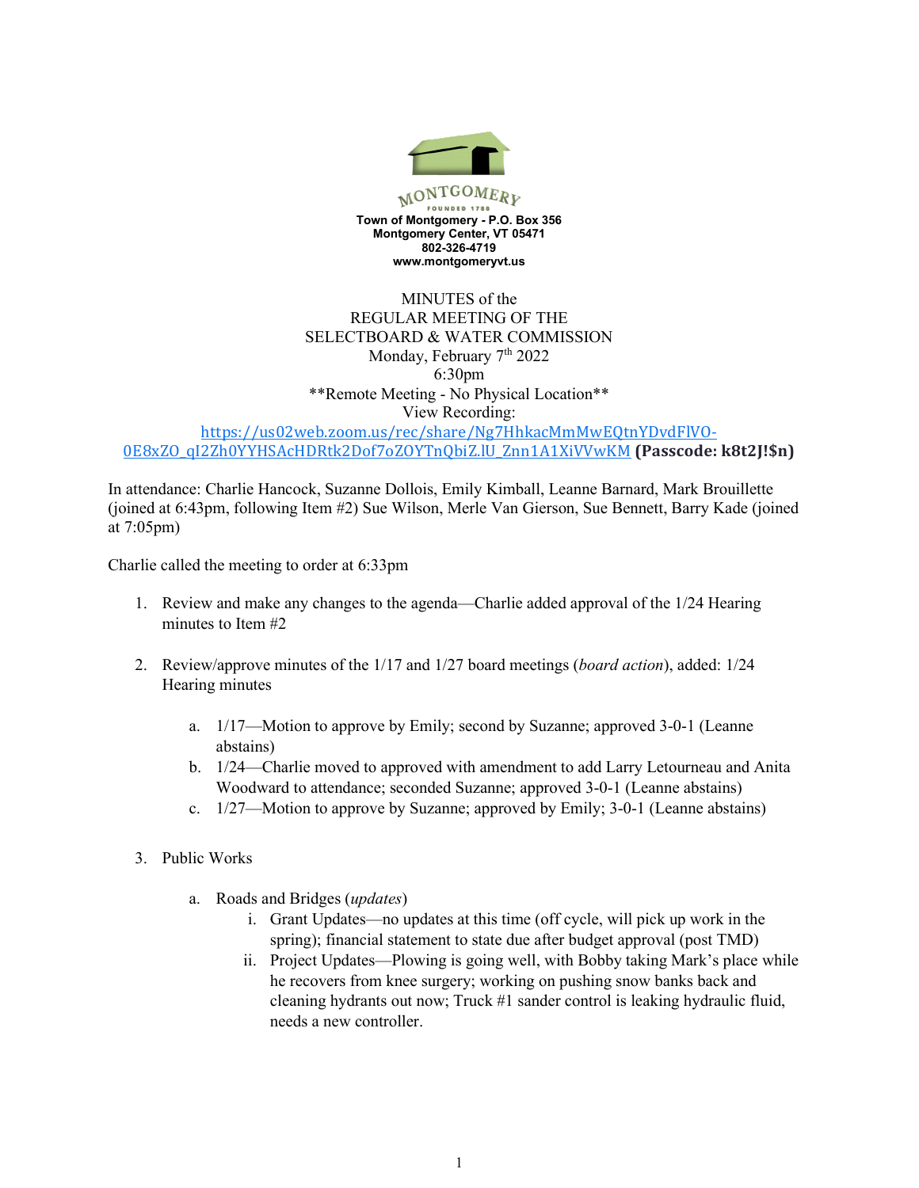MONTGOMERY
FOUNDED 1789

**Town of Montgomery - P.O. Box 356**
**Montgomery Center, VT 05471**
**802-326-4719**
**www.montgomeryvt.us**

MINUTES of the
REGULAR MEETING OF THE
SELECTBOARD & WATER COMMISSION
Monday, February 7th 2022
6:30pm
\*\*Remote Meeting - No Physical Location\*\*
View Recording:
https://us02web.zoom.us/rec/share/Ng7HhkacMmMwEQtnYDvdFlVO-0E8xZO_qI2Zh0YYHSAcHDRtk2Dof7oZOYTnQbiZ.lU_Znn1A1XiVVwKM **(Passcode: k8t2J!$n)**

In attendance: Charlie Hancock, Suzanne Dollois, Emily Kimball, Leanne Barnard, Mark Brouillette (joined at 6:43pm, following Item #2) Sue Wilson, Merle Van Gierson, Sue Bennett, Barry Kade (joined at 7:05pm)

Charlie called the meeting to order at 6:33pm

1. Review and make any changes to the agenda—Charlie added approval of the 1/24 Hearing minutes to Item #2

2. Review/approve minutes of the 1/17 and 1/27 board meetings (*board action*), added: 1/24 Hearing minutes

   a. 1/17—Motion to approve by Emily; second by Suzanne; approved 3-0-1 (Leanne abstains)
   b. 1/24—Charlie moved to approved with amendment to add Larry Letourneau and Anita Woodward to attendance; seconded Suzanne; approved 3-0-1 (Leanne abstains)
   c. 1/27—Motion to approve by Suzanne; approved by Emily; 3-0-1 (Leanne abstains)

3. Public Works

   a. Roads and Bridges (*updates*)
      i. Grant Updates—no updates at this time (off cycle, will pick up work in the spring); financial statement to state due after budget approval (post TMD)
      ii. Project Updates—Plowing is going well, with Bobby taking Mark's place while he recovers from knee surgery; working on pushing snow banks back and cleaning hydrants out now; Truck #1 sander control is leaking hydraulic fluid, needs a new controller.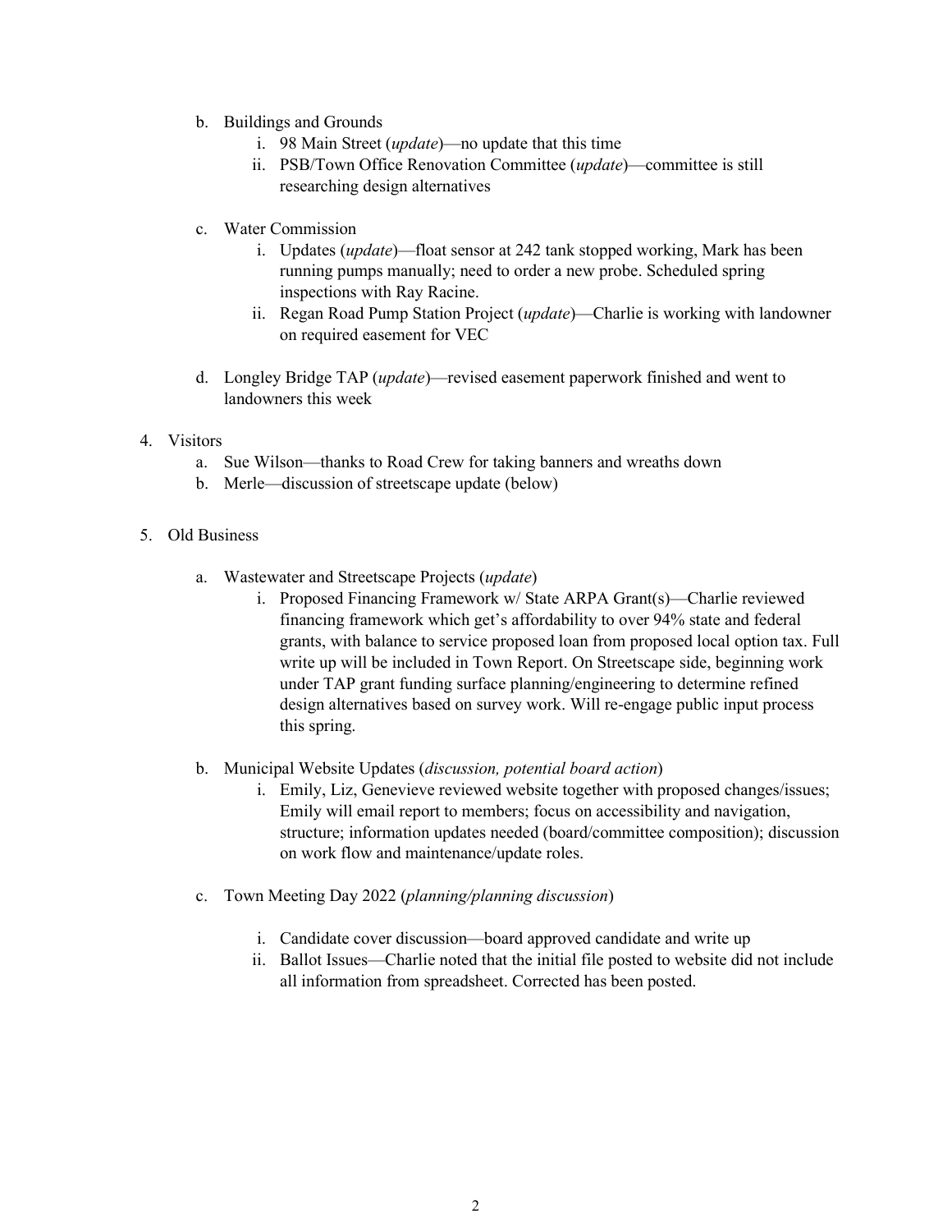b. Buildings and Grounds
    i. 98 Main Street (*update*)—no update that this time
    ii. PSB/Town Office Renovation Committee (*update*)—committee is still researching design alternatives

c. Water Commission
    i. Updates (*update*)—float sensor at 242 tank stopped working, Mark has been running pumps manually; need to order a new probe. Scheduled spring inspections with Ray Racine.
    ii. Regan Road Pump Station Project (*update*)—Charlie is working with landowner on required easement for VEC

d. Longley Bridge TAP (*update*)—revised easement paperwork finished and went to landowners this week

4. Visitors
    a. Sue Wilson—thanks to Road Crew for taking banners and wreaths down
    b. Merle—discussion of streetscape update (below)

5. Old Business

    a. Wastewater and Streetscape Projects (*update*)
        i. Proposed Financing Framework w/ State ARPA Grant(s)—Charlie reviewed financing framework which get's affordability to over 94% state and federal grants, with balance to service proposed loan from proposed local option tax. Full write up will be included in Town Report. On Streetscape side, beginning work under TAP grant funding surface planning/engineering to determine refined design alternatives based on survey work. Will re-engage public input process this spring.

    b. Municipal Website Updates (*discussion, potential board action*)
        i. Emily, Liz, Genevieve reviewed website together with proposed changes/issues; Emily will email report to members; focus on accessibility and navigation, structure; information updates needed (board/committee composition); discussion on work flow and maintenance/update roles.

    c. Town Meeting Day 2022 (*planning/planning discussion*)

        i. Candidate cover discussion—board approved candidate and write up
        ii. Ballot Issues—Charlie noted that the initial file posted to website did not include all information from spreadsheet. Corrected has been posted.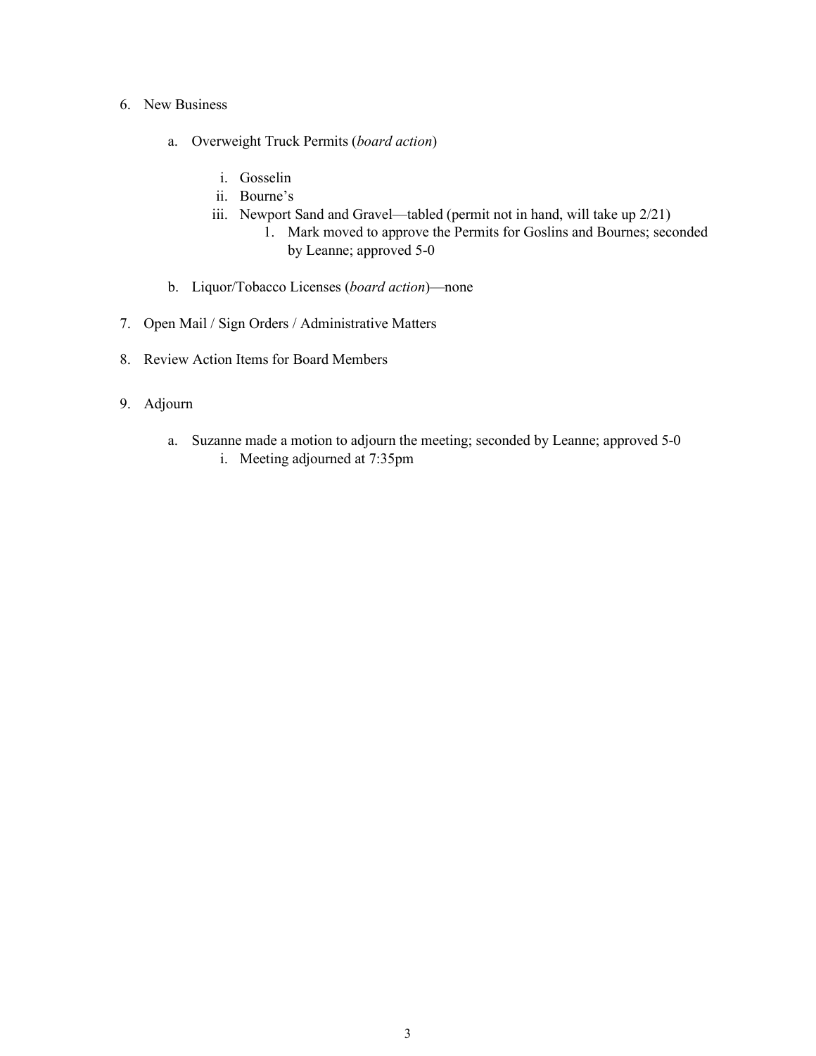6. New Business

    a. Overweight Truck Permits (*board action*)

        i. Gosselin
        ii. Bourne's
        iii. Newport Sand and Gravel—tabled (permit not in hand, will take up 2/21)
            1. Mark moved to approve the Permits for Goslins and Bournes; seconded by Leanne; approved 5-0

    b. Liquor/Tobacco Licenses (*board action*)—none

7. Open Mail / Sign Orders / Administrative Matters

8. Review Action Items for Board Members

9. Adjourn

    a. Suzanne made a motion to adjourn the meeting; seconded by Leanne; approved 5-0
        i. Meeting adjourned at 7:35pm